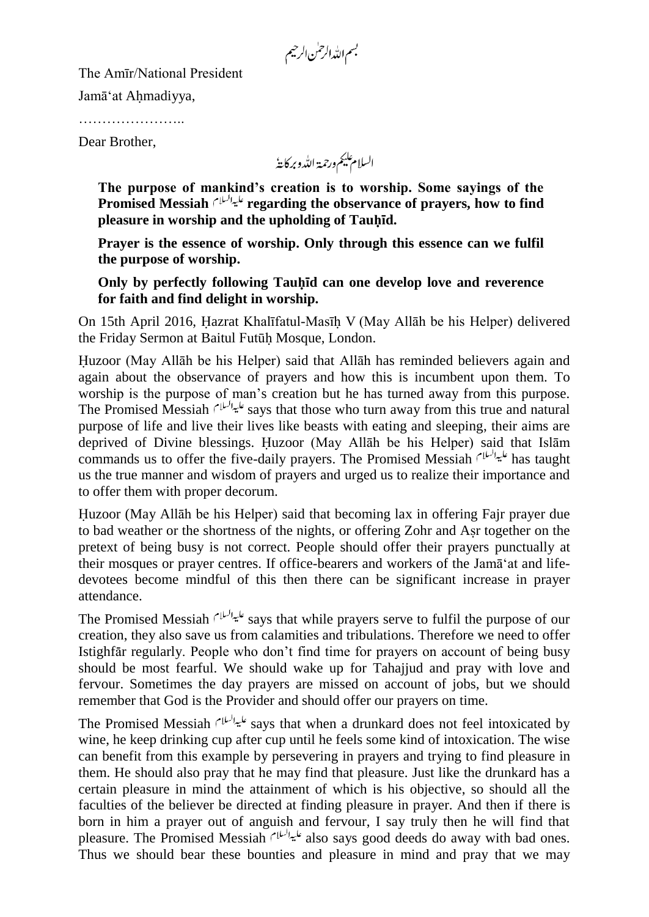بسم اللہ الرحمٰن الرحیم

The Amīr/National President

Jamā'at Aḥmadiyya,

…………………..

Dear Brother,

السلام علیکم ورحمۃ اللہ وبرکاتہٗ

**The purpose of mankind's creation is to worship. Some sayings of the Promised Messiah علیہ السلام regarding the observance of prayers, how to find pleasure in worship and the upholding of Tauḥīd.**

**Prayer is the essence of worship. Only through this essence can we fulfil the purpose of worship.**

**Only by perfectly following Tauḥīd can one develop love and reverence for faith and find delight in worship.**

On 15th April 2016, Ḥazrat Khalīfatul-Masīḥ V (May Allāh be his Helper) delivered the Friday Sermon at Baitul Futūḥ Mosque, London.

Ḥuzoor (May Allāh be his Helper) said that Allāh has reminded believers again and again about the observance of prayers and how this is incumbent upon them. To worship is the purpose of man's creation but he has turned away from this purpose. The Promised Messiah علیہ السلام says that those who turn away from this true and natural purpose of life and live their lives like beasts with eating and sleeping, their aims are deprived of Divine blessings. Ḥuzoor (May Allāh be his Helper) said that Islām commands us to offer the five-daily prayers. The Promised Messiah علیہ السلام has taught us the true manner and wisdom of prayers and urged us to realize their importance and to offer them with proper decorum.

Ḥuzoor (May Allāh be his Helper) said that becoming lax in offering Fajr prayer due to bad weather or the shortness of the nights, or offering Zohr and Aṣr together on the pretext of being busy is not correct. People should offer their prayers punctually at their mosques or prayer centres. If office-bearers and workers of the Jamā'at and life-devotees become mindful of this then there can be significant increase in prayer attendance.

The Promised Messiah علیہ السلام says that while prayers serve to fulfil the purpose of our creation, they also save us from calamities and tribulations. Therefore we need to offer Istighfār regularly. People who don't find time for prayers on account of being busy should be most fearful. We should wake up for Tahajjud and pray with love and fervour. Sometimes the day prayers are missed on account of jobs, but we should remember that God is the Provider and should offer our prayers on time.

The Promised Messiah علیہ السلام says that when a drunkard does not feel intoxicated by wine, he keep drinking cup after cup until he feels some kind of intoxication. The wise can benefit from this example by persevering in prayers and trying to find pleasure in them. He should also pray that he may find that pleasure. Just like the drunkard has a certain pleasure in mind the attainment of which is his objective, so should all the faculties of the believer be directed at finding pleasure in prayer. And then if there is born in him a prayer out of anguish and fervour, I say truly then he will find that pleasure. The Promised Messiah علیہ السلام also says good deeds do away with bad ones. Thus we should bear these bounties and pleasure in mind and pray that we may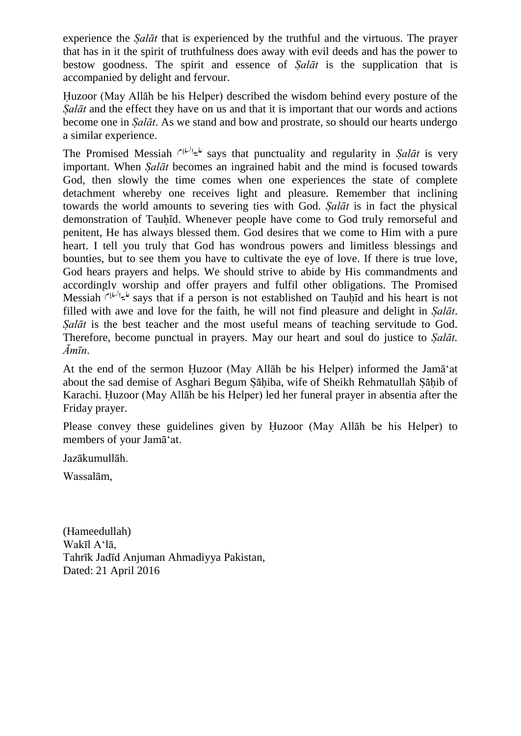experience the *Ṣalāt* that is experienced by the truthful and the virtuous. The prayer that has in it the spirit of truthfulness does away with evil deeds and has the power to bestow goodness. The spirit and essence of *Ṣalāt* is the supplication that is accompanied by delight and fervour.

Ḥuzoor (May Allāh be his Helper) described the wisdom behind every posture of the *Ṣalāt* and the effect they have on us and that it is important that our words and actions become one in *Ṣalāt*. As we stand and bow and prostrate, so should our hearts undergo a similar experience.

The Promised Messiah عليه السلام says that punctuality and regularity in *Ṣalāt* is very important. When *Ṣalāt* becomes an ingrained habit and the mind is focused towards God, then slowly the time comes when one experiences the state of complete detachment whereby one receives light and pleasure. Remember that inclining towards the world amounts to severing ties with God. *Ṣalāt* is in fact the physical demonstration of Tauḥīd. Whenever people have come to God truly remorseful and penitent, He has always blessed them. God desires that we come to Him with a pure heart. I tell you truly that God has wondrous powers and limitless blessings and bounties, but to see them you have to cultivate the eye of love. If there is true love, God hears prayers and helps. We should strive to abide by His commandments and accordingly worship and offer prayers and fulfil other obligations. The Promised Messiah عليه السلام says that if a person is not established on Tauḥīd and his heart is not filled with awe and love for the faith, he will not find pleasure and delight in *Ṣalāt*. *Ṣalāt* is the best teacher and the most useful means of teaching servitude to God. Therefore, become punctual in prayers. May our heart and soul do justice to *Ṣalāt*. *Āmīn*.

At the end of the sermon Ḥuzoor (May Allāh be his Helper) informed the Jamā'at about the sad demise of Asghari Begum Ṣāḥiba, wife of Sheikh Rehmatullah Ṣāḥib of Karachi. Ḥuzoor (May Allāh be his Helper) led her funeral prayer in absentia after the Friday prayer.

Please convey these guidelines given by Ḥuzoor (May Allāh be his Helper) to members of your Jamā'at.

Jazākumullāh.

Wassalām,

(Hameedullah)
Wakīl A'lā,
Tahrīk Jadīd Anjuman Ahmadiyya Pakistan,
Dated: 21 April 2016